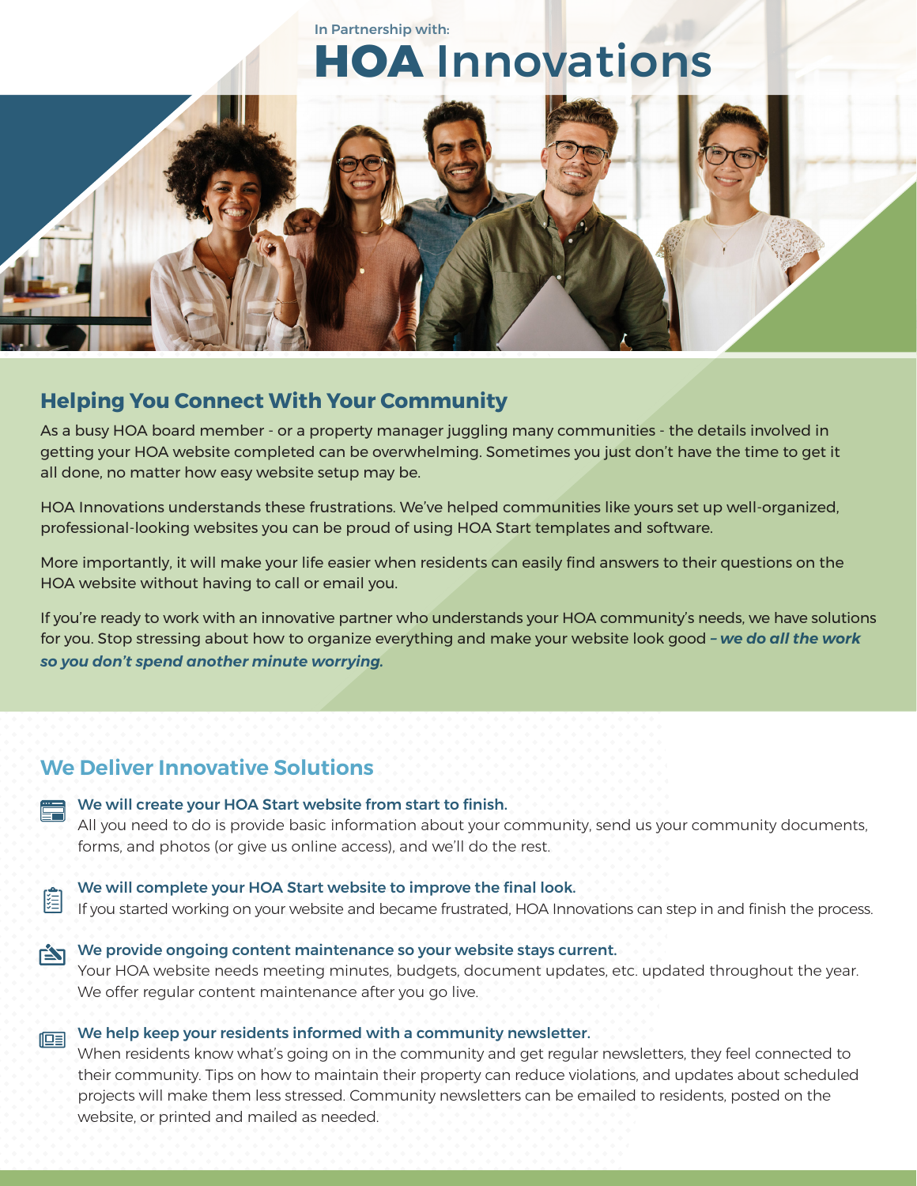In Partnership with:

# **HOA** Innovations

## Helping You Connect With Your Community

As a busy HOA board member - or a property manager juggling many communities - the details involved in getting your HOA website completed can be overwhelming. Sometimes you just don't have the time to get it all done, no matter how easy website setup may be.

HOA Innovations understands these frustrations. We've helped communities like yours set up well-organized, professional-looking websites you can be proud of using HOA Start templates and software.

More importantly, it will make your life easier when residents can easily find answers to their questions on the HOA website without having to call or email you.

If you're ready to work with an innovative partner who understands your HOA community's needs, we have solutions for you. Stop stressing about how to organize everything and make your website look good – ***we do all the work so you don't spend another minute worrying.***

## We Deliver Innovative Solutions

**We will create your HOA Start website from start to finish.**
All you need to do is provide basic information about your community, send us your community documents, forms, and photos (or give us online access), and we'll do the rest.

**We will complete your HOA Start website to improve the final look.**
If you started working on your website and became frustrated, HOA Innovations can step in and finish the process.

**We provide ongoing content maintenance so your website stays current.**
Your HOA website needs meeting minutes, budgets, document updates, etc. updated throughout the year. We offer regular content maintenance after you go live.

**We help keep your residents informed with a community newsletter.**
When residents know what's going on in the community and get regular newsletters, they feel connected to their community. Tips on how to maintain their property can reduce violations, and updates about scheduled projects will make them less stressed. Community newsletters can be emailed to residents, posted on the website, or printed and mailed as needed.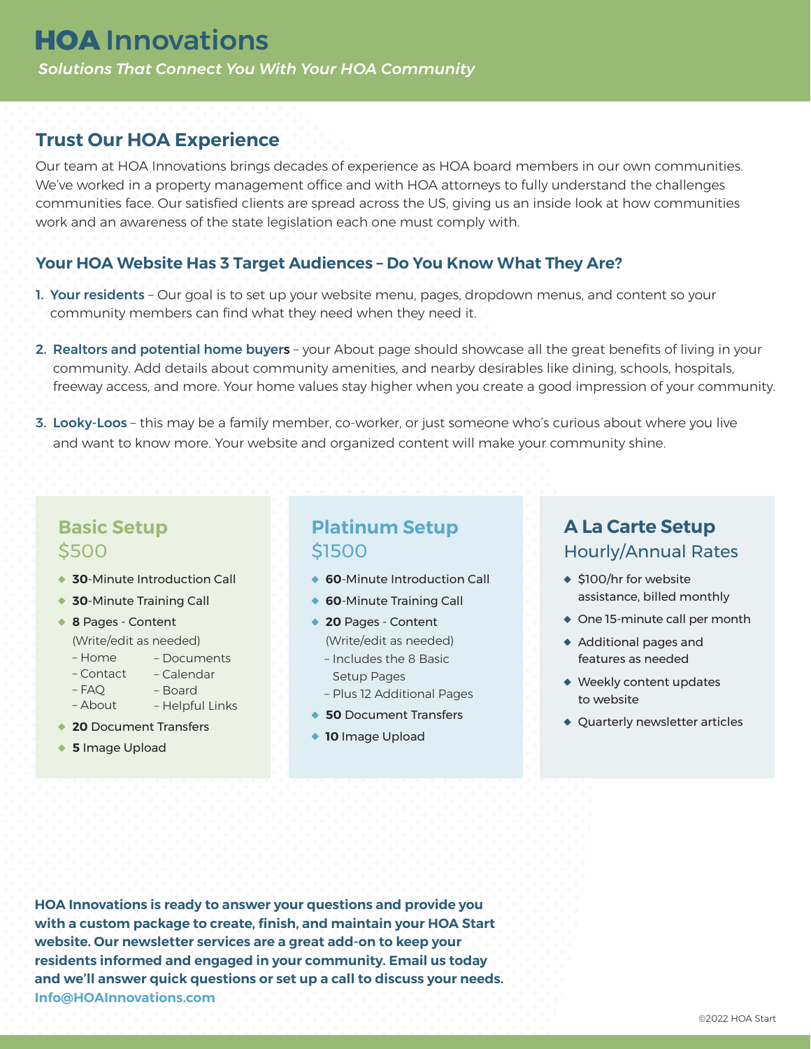# HOA Innovations

*Solutions That Connect You With Your HOA Community*

## Trust Our HOA Experience

Our team at HOA Innovations brings decades of experience as HOA board members in our own communities. We've worked in a property management office and with HOA attorneys to fully understand the challenges communities face. Our satisfied clients are spread across the US, giving us an inside look at how communities work and an awareness of the state legislation each one must comply with.

### Your HOA Website Has 3 Target Audiences – Do You Know What They Are?

1. **Your residents** – Our goal is to set up your website menu, pages, dropdown menus, and content so your community members can find what they need when they need it.
2. **Realtors and potential home buyers** – your About page should showcase all the great benefits of living in your community. Add details about community amenities, and nearby desirables like dining, schools, hospitals, freeway access, and more. Your home values stay higher when you create a good impression of your community.
3. **Looky-Loos** – this may be a family member, co-worker, or just someone who's curious about where you live and want to know more. Your website and organized content will make your community shine.

### Basic Setup
$500

- **30**-Minute Introduction Call
- **30**-Minute Training Call
- **8** Pages - Content (Write/edit as needed)
  - Home
  - Contact
  - FAQ
  - About
  - Documents
  - Calendar
  - Board
  - Helpful Links
- **20** Document Transfers
- **5** Image Upload

### Platinum Setup
$1500

- **60**-Minute Introduction Call
- **60**-Minute Training Call
- **20** Pages - Content (Write/edit as needed)
  - Includes the 8 Basic Setup Pages
  - Plus 12 Additional Pages
- **50** Document Transfers
- **10** Image Upload

### A La Carte Setup
Hourly/Annual Rates

- $100/hr for website assistance, billed monthly
- One 15-minute call per month
- Additional pages and features as needed
- Weekly content updates to website
- Quarterly newsletter articles

**HOA Innovations is ready to answer your questions and provide you with a custom package to create, finish, and maintain your HOA Start website. Our newsletter services are a great add-on to keep your residents informed and engaged in your community. Email us today and we'll answer quick questions or set up a call to discuss your needs.**
**Info@HOAInnovations.com**

©2022 HOA Start